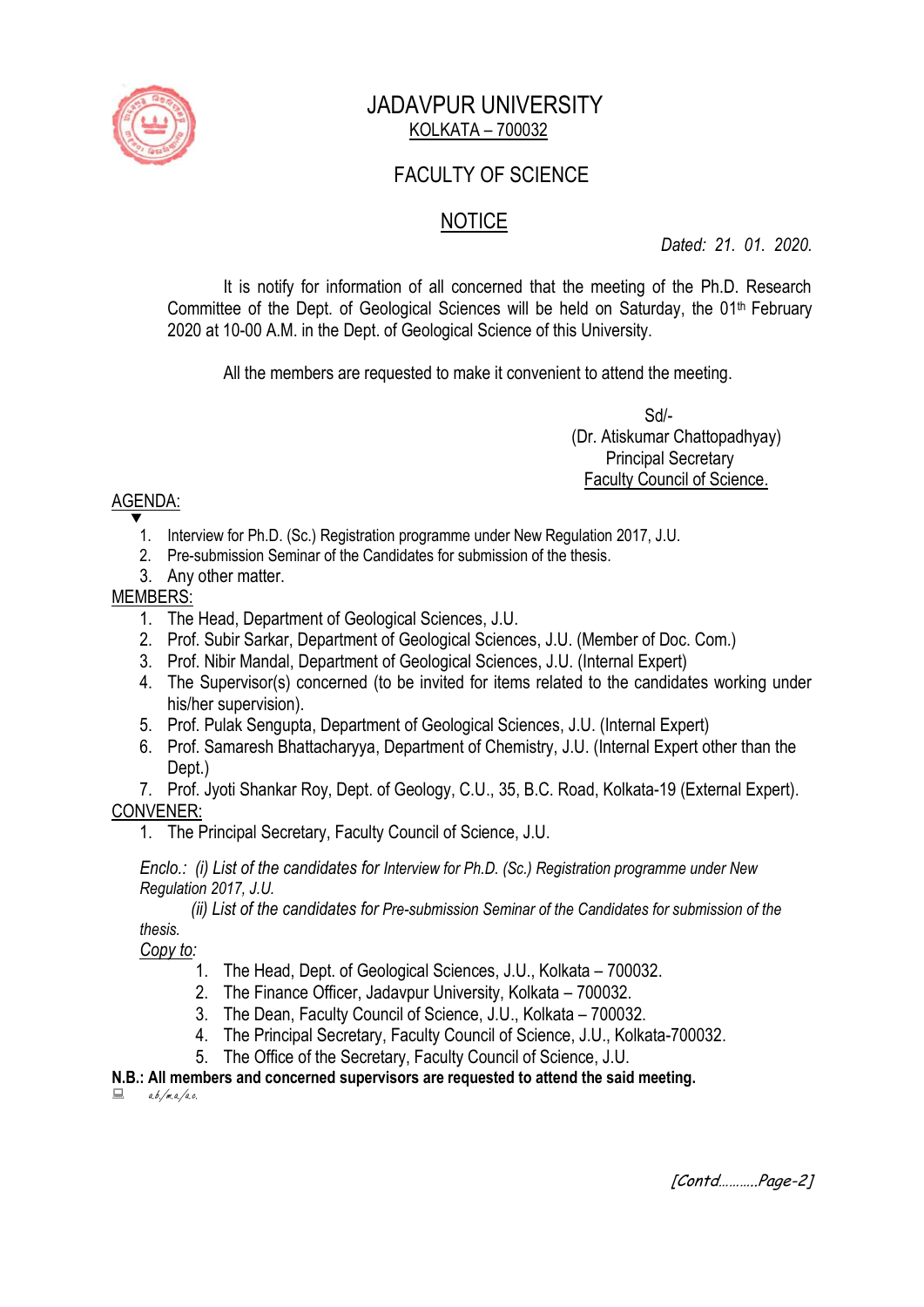# JADAVPUR UNIVERSITY

KOLKATA – 700032

## FACULTY OF SCIENCE

## NOTICE

*Dated: 21. 01. 2020.*

It is notify for information of all concerned that the meeting of the Ph.D. Research Committee of the Dept. of Geological Sciences will be held on Saturday, the 01th February 2020 at 10-00 A.M. in the Dept. of Geological Science of this University.

All the members are requested to make it convenient to attend the meeting.

Sd/-
(Dr. Atiskumar Chattopadhyay)
Principal Secretary
Faculty Council of Science.

AGENDA:

1. Interview for Ph.D. (Sc.) Registration programme under New Regulation 2017, J.U.
2. Pre-submission Seminar of the Candidates for submission of the thesis.
3. Any other matter.

MEMBERS:

1. The Head, Department of Geological Sciences, J.U.
2. Prof. Subir Sarkar, Department of Geological Sciences, J.U. (Member of Doc. Com.)
3. Prof. Nibir Mandal, Department of Geological Sciences, J.U. (Internal Expert)
4. The Supervisor(s) concerned (to be invited for items related to the candidates working under his/her supervision).
5. Prof. Pulak Sengupta, Department of Geological Sciences, J.U. (Internal Expert)
6. Prof. Samaresh Bhattacharyya, Department of Chemistry, J.U. (Internal Expert other than the Dept.)
7. Prof. Jyoti Shankar Roy, Dept. of Geology, C.U., 35, B.C. Road, Kolkata-19 (External Expert).

CONVENER:

1. The Principal Secretary, Faculty Council of Science, J.U.

*Enclo.: (i) List of the candidates for Interview for Ph.D. (Sc.) Registration programme under New Regulation 2017, J.U.*

*(ii) List of the candidates for Pre-submission Seminar of the Candidates for submission of the thesis.*

*Copy to:*

1. The Head, Dept. of Geological Sciences, J.U., Kolkata – 700032.
2. The Finance Officer, Jadavpur University, Kolkata – 700032.
3. The Dean, Faculty Council of Science, J.U., Kolkata – 700032.
4. The Principal Secretary, Faculty Council of Science, J.U., Kolkata-700032.
5. The Office of the Secretary, Faculty Council of Science, J.U.

**N.B.: All members and concerned supervisors are requested to attend the said meeting.**

*a.b./m.a./a.c.*

*[Contd……….Page-2]*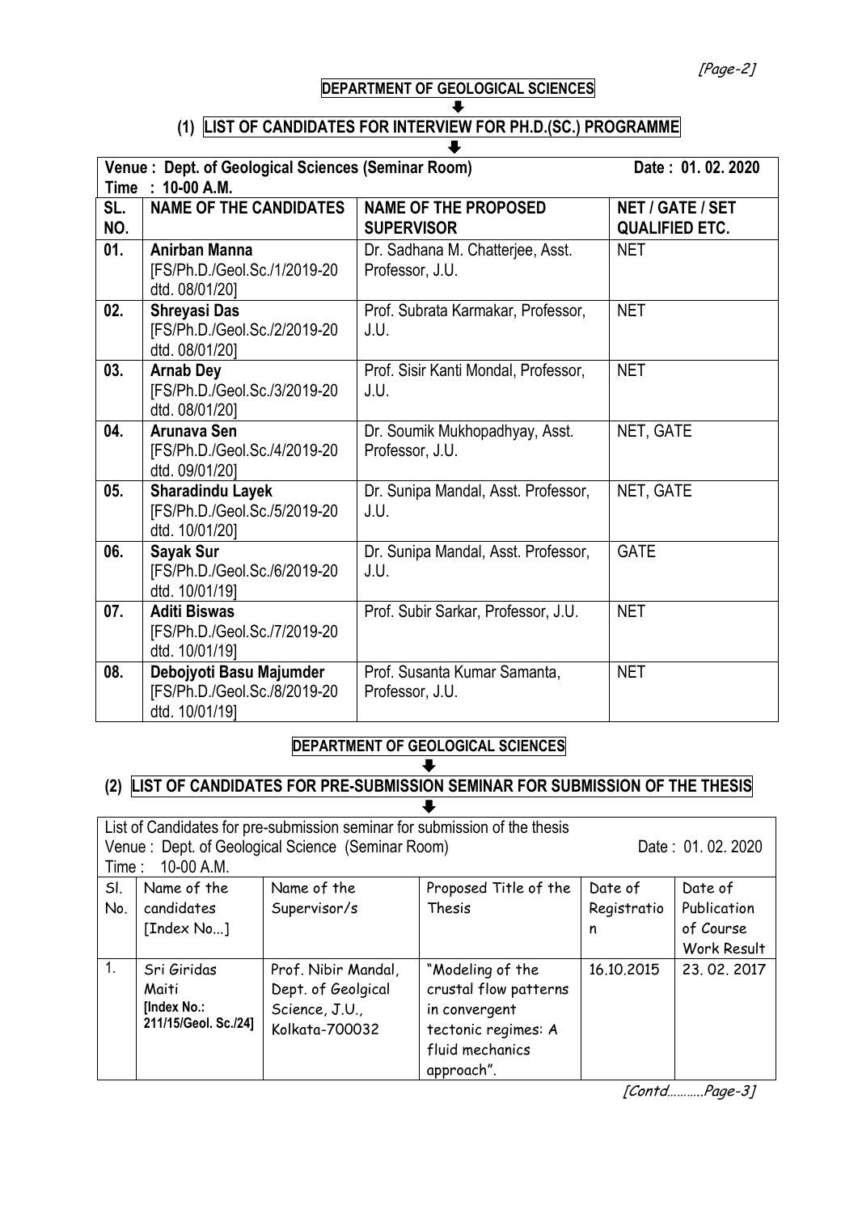## DEPARTMENT OF GEOLOGICAL SCIENCES

⬇

## (1) LIST OF CANDIDATES FOR INTERVIEW FOR PH.D.(SC.) PROGRAMME

⬇

**Venue : Dept. of Geological Sciences (Seminar Room)** **Date : 01. 02. 2020**

**Time : 10-00 A.M.**

| SL. NO. | NAME OF THE CANDIDATES | NAME OF THE PROPOSED SUPERVISOR | NET / GATE / SET QUALIFIED ETC. |
|---|---|---|---|
| 01. | **Anirban Manna** [FS/Ph.D./Geol.Sc./1/2019-20 dtd. 08/01/20] | Dr. Sadhana M. Chatterjee, Asst. Professor, J.U. | NET |
| 02. | **Shreyasi Das** [FS/Ph.D./Geol.Sc./2/2019-20 dtd. 08/01/20] | Prof. Subrata Karmakar, Professor, J.U. | NET |
| 03. | **Arnab Dey** [FS/Ph.D./Geol.Sc./3/2019-20 dtd. 08/01/20] | Prof. Sisir Kanti Mondal, Professor, J.U. | NET |
| 04. | **Arunava Sen** [FS/Ph.D./Geol.Sc./4/2019-20 dtd. 09/01/20] | Dr. Soumik Mukhopadhyay, Asst. Professor, J.U. | NET, GATE |
| 05. | **Sharadindu Layek** [FS/Ph.D./Geol.Sc./5/2019-20 dtd. 10/01/20] | Dr. Sunipa Mandal, Asst. Professor, J.U. | NET, GATE |
| 06. | **Sayak Sur** [FS/Ph.D./Geol.Sc./6/2019-20 dtd. 10/01/19] | Dr. Sunipa Mandal, Asst. Professor, J.U. | GATE |
| 07. | **Aditi Biswas** [FS/Ph.D./Geol.Sc./7/2019-20 dtd. 10/01/19] | Prof. Subir Sarkar, Professor, J.U. | NET |
| 08. | **Debojyoti Basu Majumder** [FS/Ph.D./Geol.Sc./8/2019-20 dtd. 10/01/19] | Prof. Susanta Kumar Samanta, Professor, J.U. | NET |

## DEPARTMENT OF GEOLOGICAL SCIENCES

⬇

## (2) LIST OF CANDIDATES FOR PRE-SUBMISSION SEMINAR FOR SUBMISSION OF THE THESIS

⬇

List of Candidates for pre-submission seminar for submission of the thesis

Venue : Dept. of Geological Science (Seminar Room) Date : 01. 02. 2020

Time : 10-00 A.M.

| Sl. No. | Name of the candidates [Index No...] | Name of the Supervisor/s | Proposed Title of the Thesis | Date of Registration | Date of Publication of Course Work Result |
|---|---|---|---|---|---|
| 1. | Sri Giridas Maiti [Index No.: 211/15/Geol. Sc./24] | Prof. Nibir Mandal, Dept. of Geolgical Science, J.U., Kolkata-700032 | "Modeling of the crustal flow patterns in convergent tectonic regimes: A fluid mechanics approach". | 16.10.2015 | 23. 02. 2017 |

*[Contd……….Page-3]*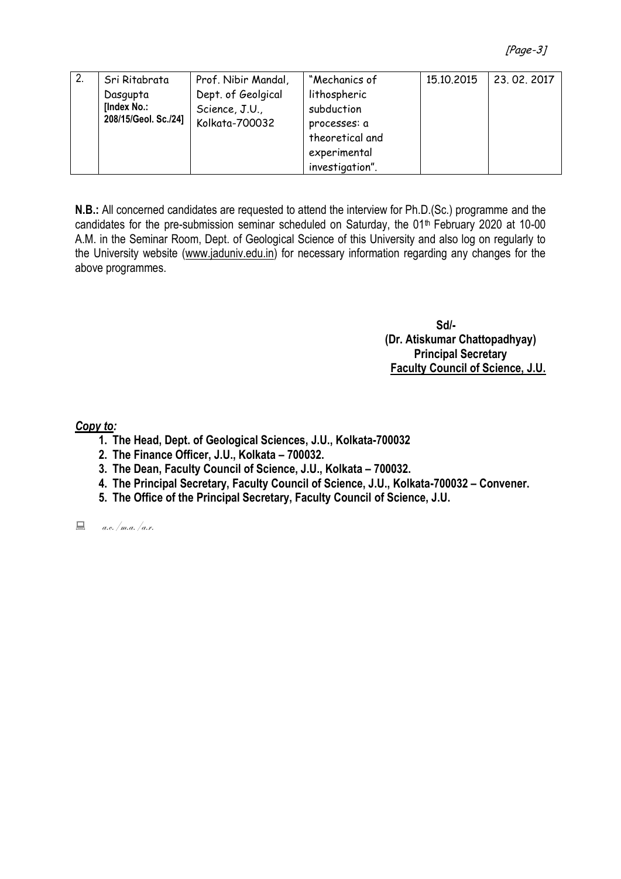| | | | | | |
|---|---|---|---|---|---|
| 2. | Sri Ritabrata Dasgupta **[Index No.: 208/15/Geol. Sc./24]** | Prof. Nibir Mandal, Dept. of Geolgical Science, J.U., Kolkata-700032 | "Mechanics of lithospheric subduction processes: a theoretical and experimental investigation". | 15.10.2015 | 23. 02. 2017 |

**N.B.:** All concerned candidates are requested to attend the interview for Ph.D.(Sc.) programme and the candidates for the pre-submission seminar scheduled on Saturday, the 01th February 2020 at 10-00 A.M. in the Seminar Room, Dept. of Geological Science of this University and also log on regularly to the University website (www.jaduniv.edu.in) for necessary information regarding any changes for the above programmes.

**Sd/-**
**(Dr. Atiskumar Chattopadhyay)**
**Principal Secretary**
**Faculty Council of Science, J.U.**

***Copy to:***

1. **The Head, Dept. of Geological Sciences, J.U., Kolkata-700032**
2. **The Finance Officer, J.U., Kolkata – 700032.**
3. **The Dean, Faculty Council of Science, J.U., Kolkata – 700032.**
4. **The Principal Secretary, Faculty Council of Science, J.U., Kolkata-700032 – Convener.**
5. **The Office of the Principal Secretary, Faculty Council of Science, J.U.**

*a.c./m.a./a.r.*